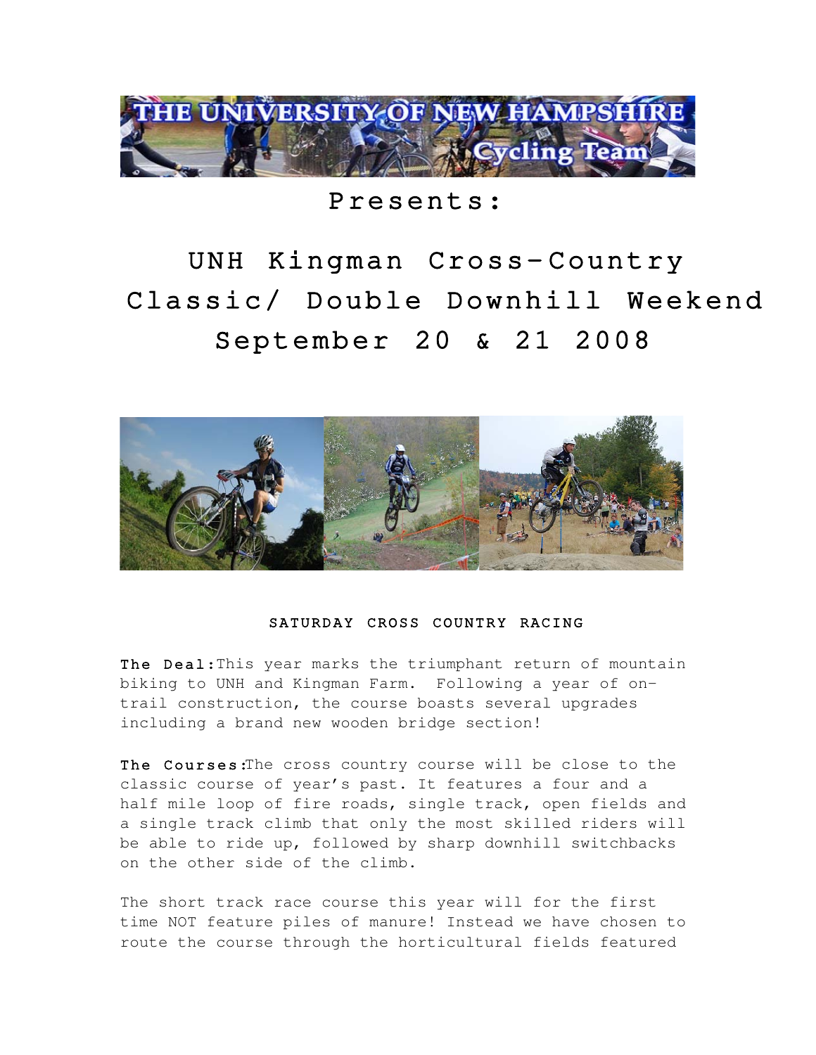THE UNIVERSITY OF NEW HAMPSHIRE Cycling Team

Presents:

# UNH Kingman Cross-Country Classic/ Double Downhill Weekend September 20 & 21 2008

### SATURDAY CROSS COUNTRY RACING

**The Deal:** This year marks the triumphant return of mountain biking to UNH and Kingman Farm. Following a year of on-trail construction, the course boasts several upgrades including a brand new wooden bridge section!

**The Courses:** The cross country course will be close to the classic course of year's past. It features a four and a half mile loop of fire roads, single track, open fields and a single track climb that only the most skilled riders will be able to ride up, followed by sharp downhill switchbacks on the other side of the climb.

The short track race course this year will for the first time NOT feature piles of manure! Instead we have chosen to route the course through the horticultural fields featured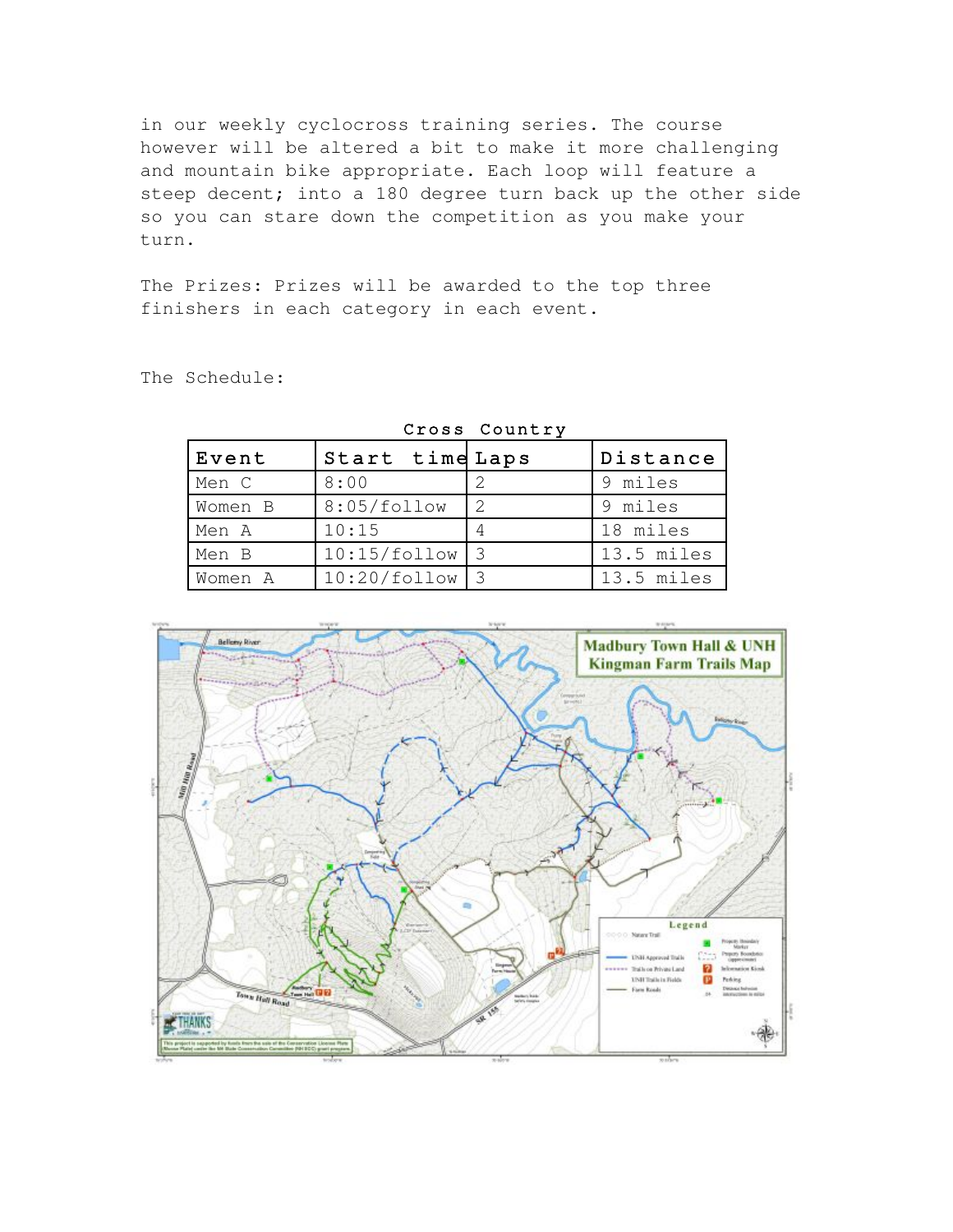in our weekly cyclocross training series. The course however will be altered a bit to make it more challenging and mountain bike appropriate. Each loop will feature a steep decent; into a 180 degree turn back up the other side so you can stare down the competition as you make your turn.

The Prizes: Prizes will be awarded to the top three finishers in each category in each event.

The Schedule:

**Cross Country**

| Event | Start time | Laps | Distance |
|---|---|---|---|
| Men C | 8:00 | 2 | 9 miles |
| Women B | 8:05/follow | 2 | 9 miles |
| Men A | 10:15 | 4 | 18 miles |
| Men B | 10:15/follow | 3 | 13.5 miles |
| Women A | 10:20/follow | 3 | 13.5 miles |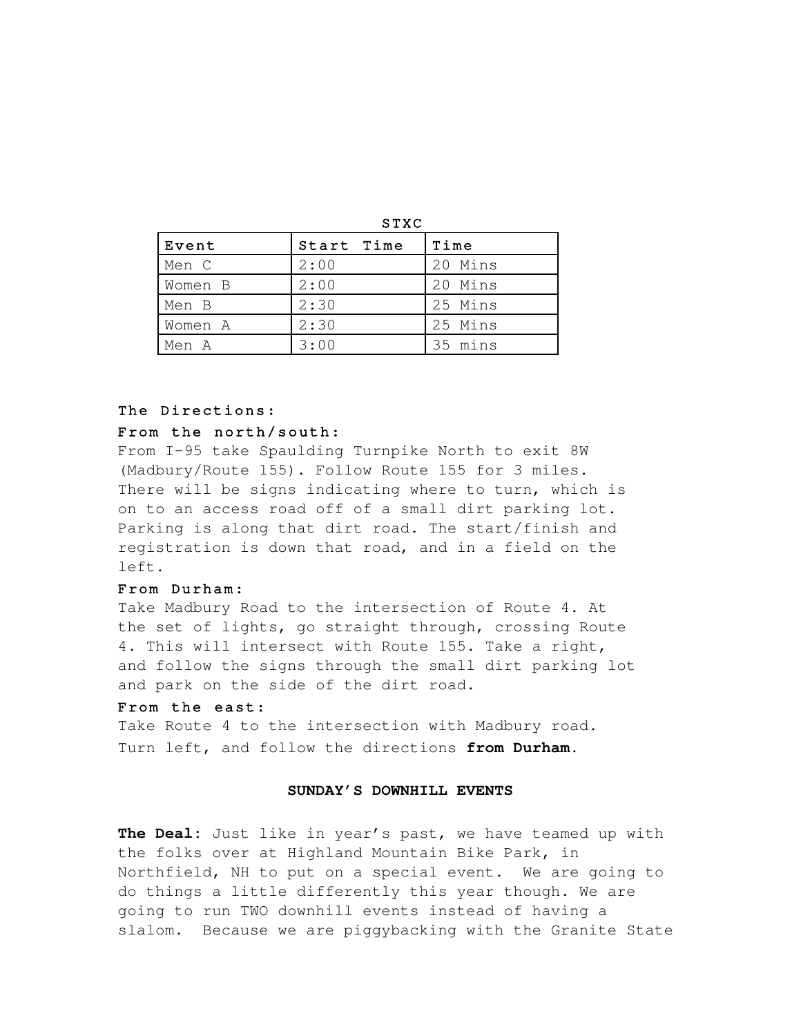**STXC**

| Event | Start Time | Time |
|---|---|---|
| Men C | 2:00 | 20 Mins |
| Women B | 2:00 | 20 Mins |
| Men B | 2:30 | 25 Mins |
| Women A | 2:30 | 25 Mins |
| Men A | 3:00 | 35 mins |

**The Directions:**

**From the north/south:**

From I-95 take Spaulding Turnpike North to exit 8W (Madbury/Route 155). Follow Route 155 for 3 miles. There will be signs indicating where to turn, which is on to an access road off of a small dirt parking lot. Parking is along that dirt road. The start/finish and registration is down that road, and in a field on the left.

**From Durham:**

Take Madbury Road to the intersection of Route 4. At the set of lights, go straight through, crossing Route 4. This will intersect with Route 155. Take a right, and follow the signs through the small dirt parking lot and park on the side of the dirt road.

**From the east:**

Take Route 4 to the intersection with Madbury road. Turn left, and follow the directions **from Durham.**

## SUNDAY'S DOWNHILL EVENTS

**The Deal**: Just like in year's past, we have teamed up with the folks over at Highland Mountain Bike Park, in Northfield, NH to put on a special event. We are going to do things a little differently this year though. We are going to run TWO downhill events instead of having a slalom. Because we are piggybacking with the Granite State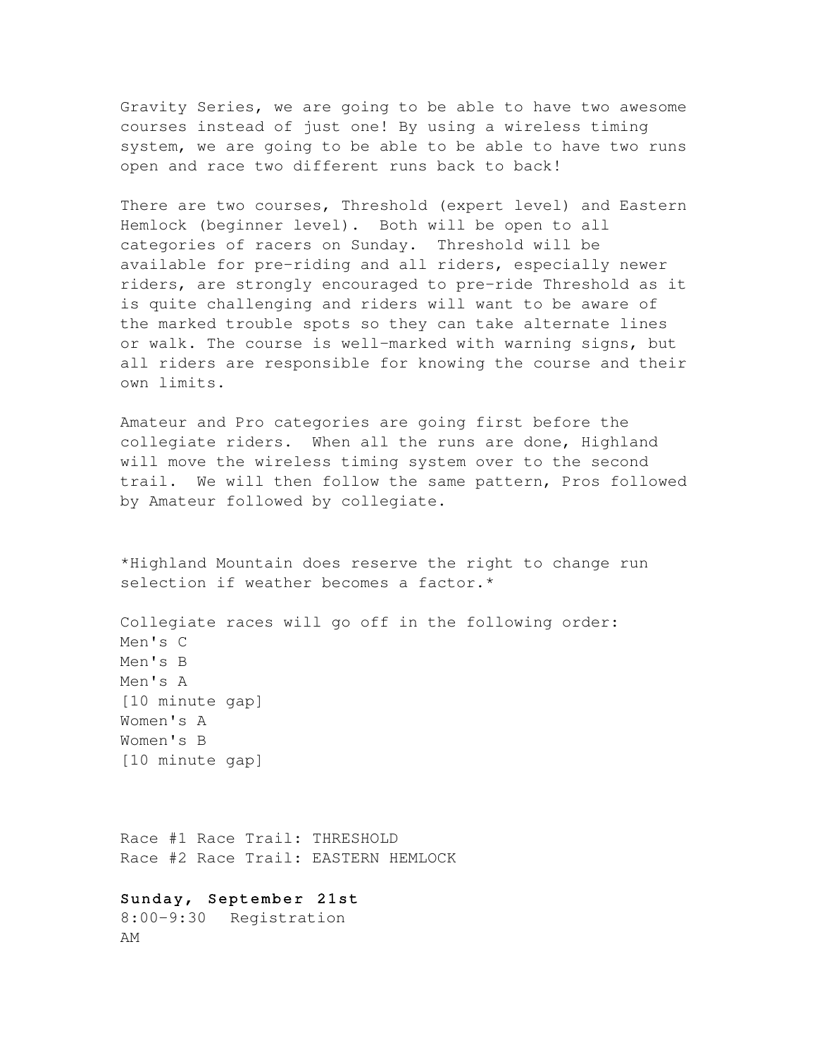Gravity Series, we are going to be able to have two awesome courses instead of just one! By using a wireless timing system, we are going to be able to be able to have two runs open and race two different runs back to back!

There are two courses, Threshold (expert level) and Eastern Hemlock (beginner level). Both will be open to all categories of racers on Sunday. Threshold will be available for pre-riding and all riders, especially newer riders, are strongly encouraged to pre-ride Threshold as it is quite challenging and riders will want to be aware of the marked trouble spots so they can take alternate lines or walk. The course is well-marked with warning signs, but all riders are responsible for knowing the course and their own limits.

Amateur and Pro categories are going first before the collegiate riders. When all the runs are done, Highland will move the wireless timing system over to the second trail. We will then follow the same pattern, Pros followed by Amateur followed by collegiate.

*Highland Mountain does reserve the right to change run selection if weather becomes a factor.*

Collegiate races will go off in the following order:
Men's C
Men's B
Men's A
[10 minute gap]
Women's A
Women's B
[10 minute gap]

Race #1 Race Trail: THRESHOLD
Race #2 Race Trail: EASTERN HEMLOCK

**Sunday, September 21st**

8:00-9:30 AM Registration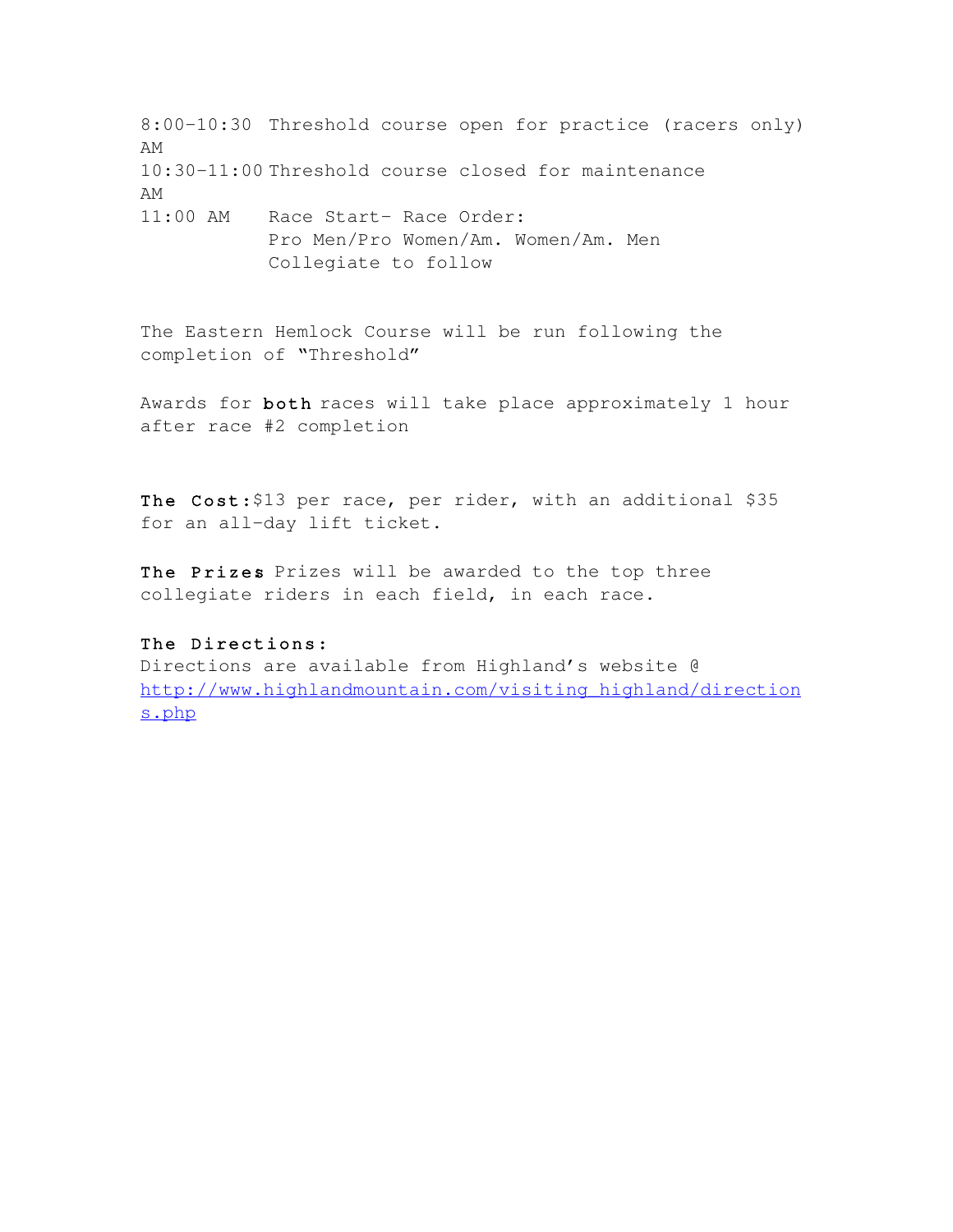| | |
|---|---|
| 8:00-10:30 AM | Threshold course open for practice (racers only) |
| 10:30-11:00 AM | Threshold course closed for maintenance |
| 11:00 AM | Race Start- Race Order: Pro Men/Pro Women/Am. Women/Am. Men Collegiate to follow |

The Eastern Hemlock Course will be run following the completion of "Threshold"

Awards for **both** races will take place approximately 1 hour after race #2 completion

**The Cost:** $13 per race, per rider, with an additional $35 for an all-day lift ticket.

**The Prizes** Prizes will be awarded to the top three collegiate riders in each field, in each race.

**The Directions:**
Directions are available from Highland's website @ http://www.highlandmountain.com/visiting_highland/directions.php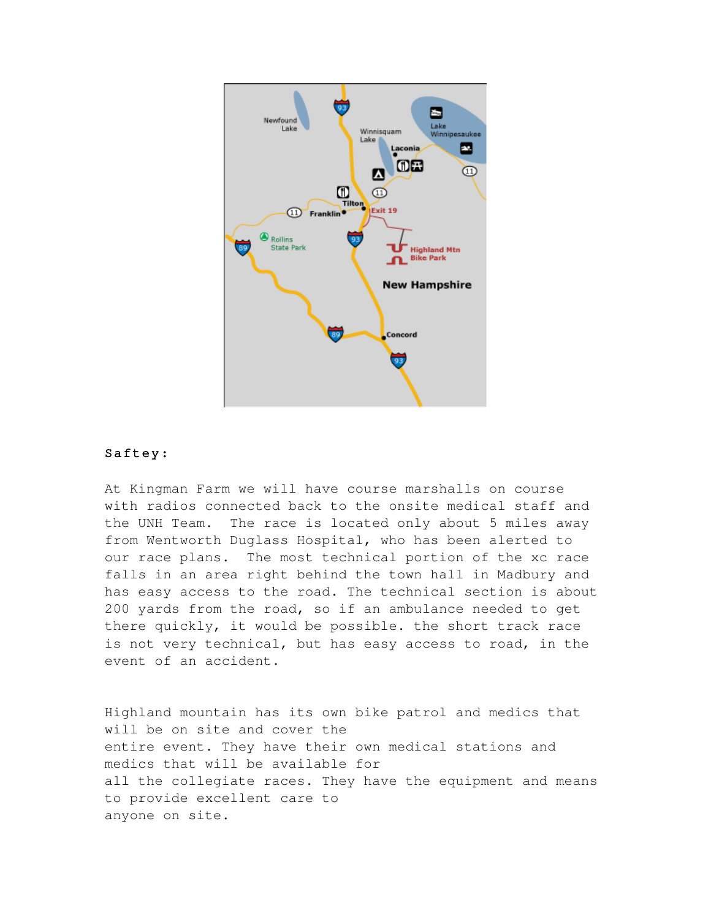**Saftey:**

At Kingman Farm we will have course marshalls on course with radios connected back to the onsite medical staff and the UNH Team. The race is located only about 5 miles away from Wentworth Duglass Hospital, who has been alerted to our race plans. The most technical portion of the xc race falls in an area right behind the town hall in Madbury and has easy access to the road. The technical section is about 200 yards from the road, so if an ambulance needed to get there quickly, it would be possible. the short track race is not very technical, but has easy access to road, in the event of an accident.

Highland mountain has its own bike patrol and medics that will be on site and cover the entire event. They have their own medical stations and medics that will be available for all the collegiate races. They have the equipment and means to provide excellent care to anyone on site.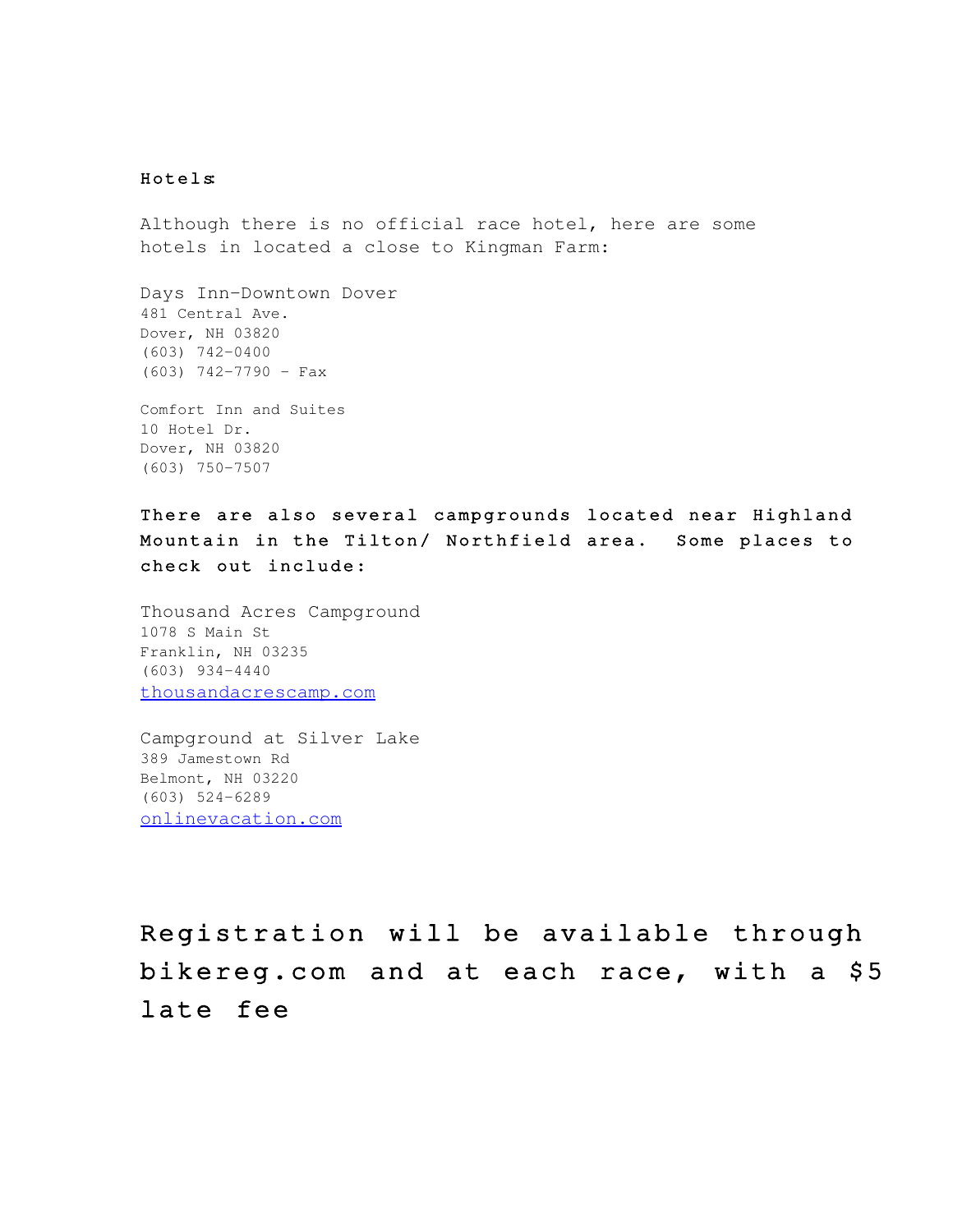**Hotels:**

Although there is no official race hotel, here are some hotels in located a close to Kingman Farm:

Days Inn-Downtown Dover
481 Central Ave.
Dover, NH 03820
(603) 742-0400
(603) 742-7790 - Fax

Comfort Inn and Suites
10 Hotel Dr.
Dover, NH 03820
(603) 750-7507

**There are also several campgrounds located near Highland Mountain in the Tilton/ Northfield area. Some places to check out include:**

Thousand Acres Campground
1078 S Main St
Franklin, NH 03235
(603) 934-4440
thousandacrescamp.com

Campground at Silver Lake
389 Jamestown Rd
Belmont, NH 03220
(603) 524-6289
onlinevacation.com

## Registration will be available through bikereg.com and at each race, with a $5 late fee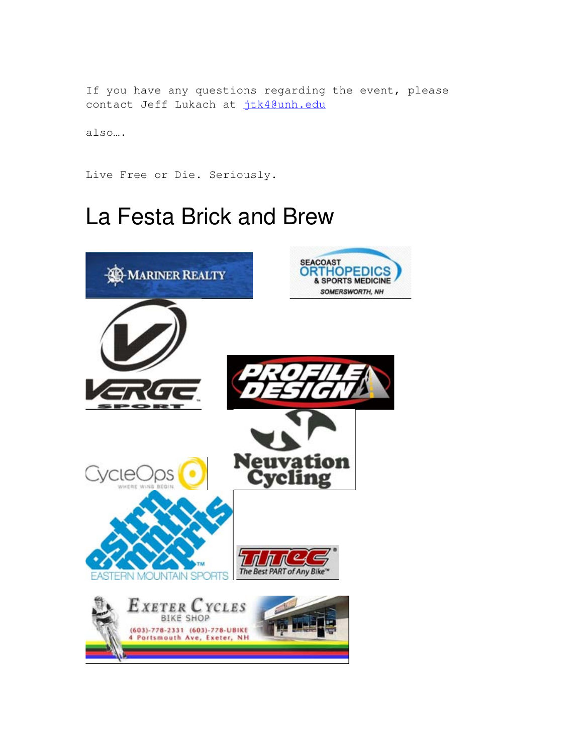If you have any questions regarding the event, please contact Jeff Lukach at jtk4@unh.edu

also….

Live Free or Die. Seriously.

# La Festa Brick and Brew

MARINER REALTY

SEACOAST ORTHOPEDICS & SPORTS MEDICINE
SOMERSWORTH, NH

VERGE SPORT

PROFILE DESIGN

Neuvation Cycling

CycleOps
WHERE WINS BEGIN

estrn mntn sprts
EASTERN MOUNTAIN SPORTS

TITEC
The Best PART of Any Bike™

EXETER CYCLES
BIKE SHOP
(603)-778-2331 (603)-778-UBIKE
4 Portsmouth Ave, Exeter, NH